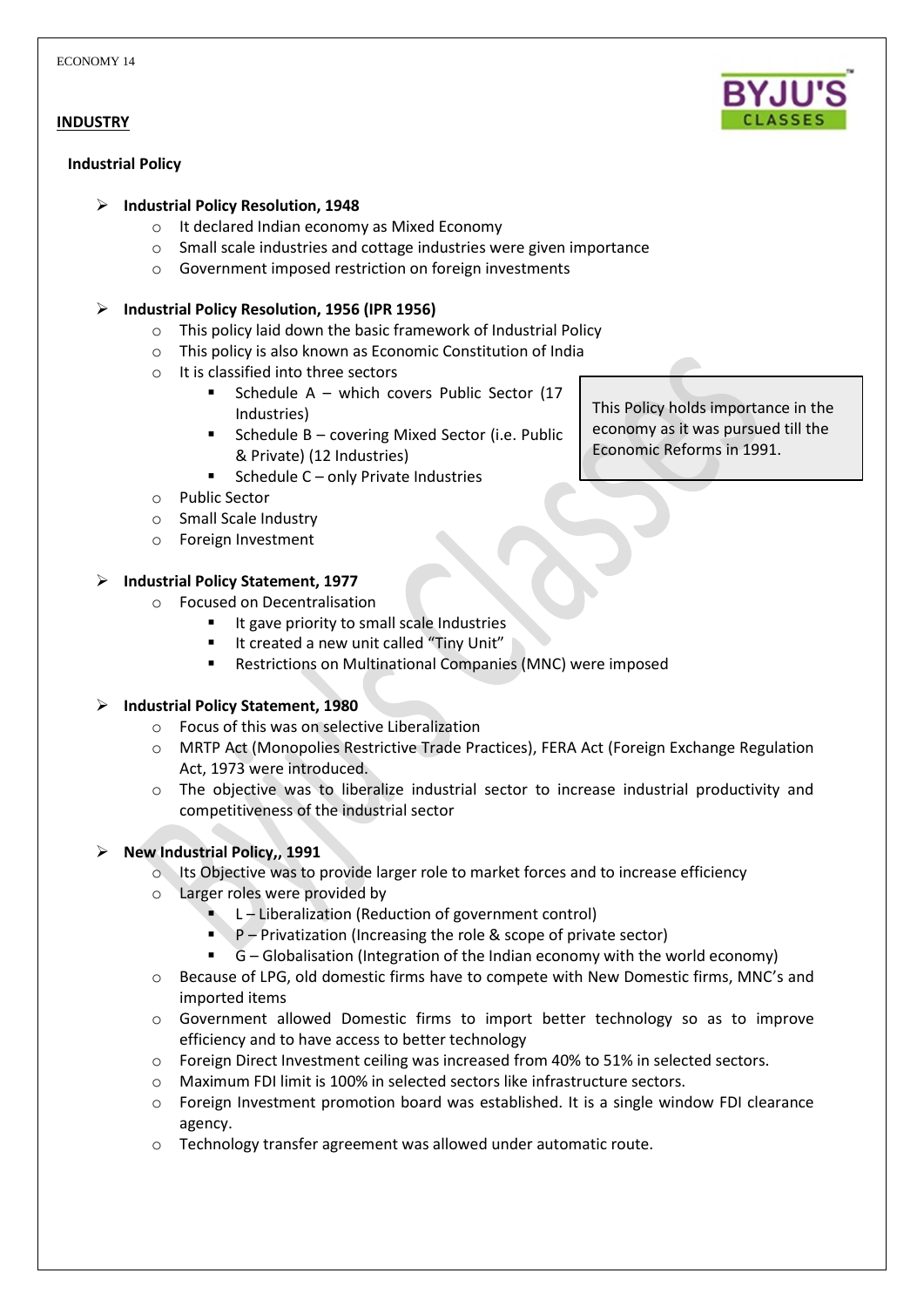## INDUSTRY

### Industrial Policy

- **Industrial Policy Resolution, 1948**
  - It declared Indian economy as Mixed Economy
  - Small scale industries and cottage industries were given importance
  - Government imposed restriction on foreign investments

- **Industrial Policy Resolution, 1956 (IPR 1956)**
  - This policy laid down the basic framework of Industrial Policy
  - This policy is also known as Economic Constitution of India
  - It is classified into three sectors
    - Schedule A – which covers Public Sector (17 Industries)
    - Schedule B – covering Mixed Sector (i.e. Public & Private) (12 Industries)
    - Schedule C – only Private Industries
  - Public Sector
  - Small Scale Industry
  - Foreign Investment

> This Policy holds importance in the economy as it was pursued till the Economic Reforms in 1991.

- **Industrial Policy Statement, 1977**
  - Focused on Decentralisation
    - It gave priority to small scale Industries
    - It created a new unit called "Tiny Unit"
    - Restrictions on Multinational Companies (MNC) were imposed

- **Industrial Policy Statement, 1980**
  - Focus of this was on selective Liberalization
  - MRTP Act (Monopolies Restrictive Trade Practices), FERA Act (Foreign Exchange Regulation Act, 1973 were introduced.
  - The objective was to liberalize industrial sector to increase industrial productivity and competitiveness of the industrial sector

- **New Industrial Policy,, 1991**
  - Its Objective was to provide larger role to market forces and to increase efficiency
  - Larger roles were provided by
    - L – Liberalization (Reduction of government control)
    - P – Privatization (Increasing the role & scope of private sector)
    - G – Globalisation (Integration of the Indian economy with the world economy)
  - Because of LPG, old domestic firms have to compete with New Domestic firms, MNC's and imported items
  - Government allowed Domestic firms to import better technology so as to improve efficiency and to have access to better technology
  - Foreign Direct Investment ceiling was increased from 40% to 51% in selected sectors.
  - Maximum FDI limit is 100% in selected sectors like infrastructure sectors.
  - Foreign Investment promotion board was established. It is a single window FDI clearance agency.
  - Technology transfer agreement was allowed under automatic route.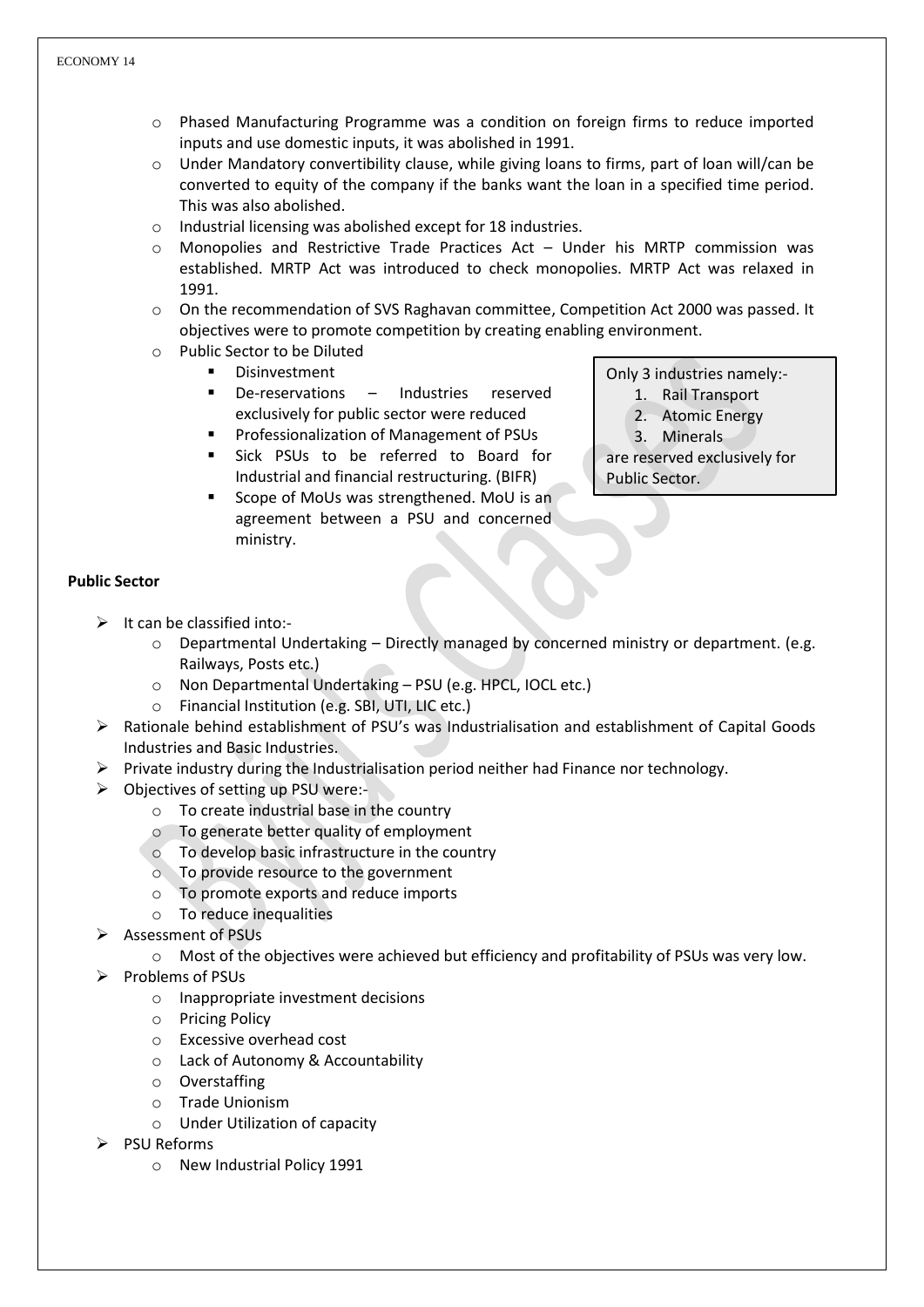- Phased Manufacturing Programme was a condition on foreign firms to reduce imported inputs and use domestic inputs, it was abolished in 1991.
- Under Mandatory convertibility clause, while giving loans to firms, part of loan will/can be converted to equity of the company if the banks want the loan in a specified time period. This was also abolished.
- Industrial licensing was abolished except for 18 industries.
- Monopolies and Restrictive Trade Practices Act – Under his MRTP commission was established. MRTP Act was introduced to check monopolies. MRTP Act was relaxed in 1991.
- On the recommendation of SVS Raghavan committee, Competition Act 2000 was passed. It objectives were to promote competition by creating enabling environment.
- Public Sector to be Diluted
  - Disinvestment
  - De-reservations – Industries reserved exclusively for public sector were reduced
  - Professionalization of Management of PSUs
  - Sick PSUs to be referred to Board for Industrial and financial restructuring. (BIFR)
  - Scope of MoUs was strengthened. MoU is an agreement between a PSU and concerned ministry.

> Only 3 industries namely:-
> 1. Rail Transport
> 2. Atomic Energy
> 3. Minerals
>
> are reserved exclusively for Public Sector.

**Public Sector**

- It can be classified into:-
  - Departmental Undertaking – Directly managed by concerned ministry or department. (e.g. Railways, Posts etc.)
  - Non Departmental Undertaking – PSU (e.g. HPCL, IOCL etc.)
  - Financial Institution (e.g. SBI, UTI, LIC etc.)
- Rationale behind establishment of PSU's was Industrialisation and establishment of Capital Goods Industries and Basic Industries.
- Private industry during the Industrialisation period neither had Finance nor technology.
- Objectives of setting up PSU were:-
  - To create industrial base in the country
  - To generate better quality of employment
  - To develop basic infrastructure in the country
  - To provide resource to the government
  - To promote exports and reduce imports
  - To reduce inequalities
- Assessment of PSUs
  - Most of the objectives were achieved but efficiency and profitability of PSUs was very low.
- Problems of PSUs
  - Inappropriate investment decisions
  - Pricing Policy
  - Excessive overhead cost
  - Lack of Autonomy & Accountability
  - Overstaffing
  - Trade Unionism
  - Under Utilization of capacity
- PSU Reforms
  - New Industrial Policy 1991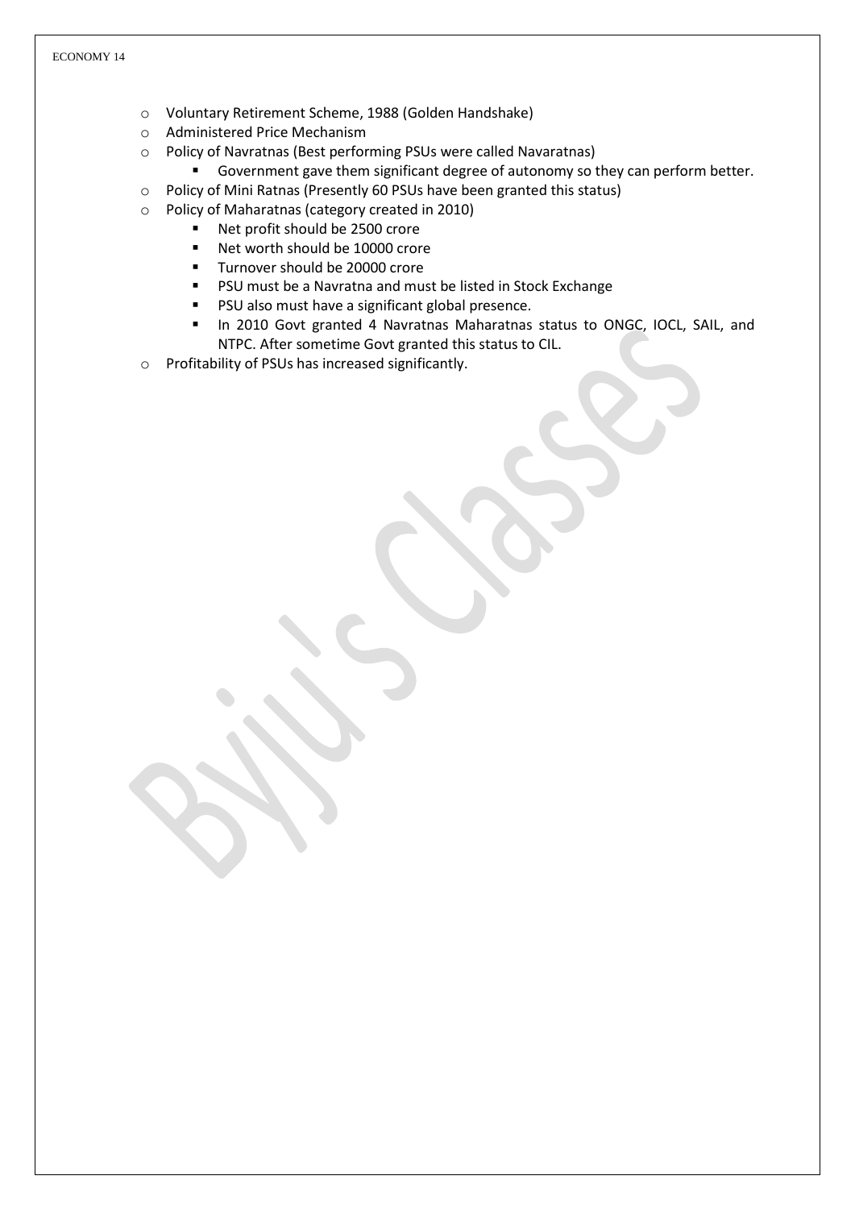- Voluntary Retirement Scheme, 1988 (Golden Handshake)
- Administered Price Mechanism
- Policy of Navratnas (Best performing PSUs were called Navaratnas)
  - Government gave them significant degree of autonomy so they can perform better.
- Policy of Mini Ratnas (Presently 60 PSUs have been granted this status)
- Policy of Maharatnas (category created in 2010)
  - Net profit should be 2500 crore
  - Net worth should be 10000 crore
  - Turnover should be 20000 crore
  - PSU must be a Navratna and must be listed in Stock Exchange
  - PSU also must have a significant global presence.
  - In 2010 Govt granted 4 Navratnas Maharatnas status to ONGC, IOCL, SAIL, and NTPC. After sometime Govt granted this status to CIL.
- Profitability of PSUs has increased significantly.